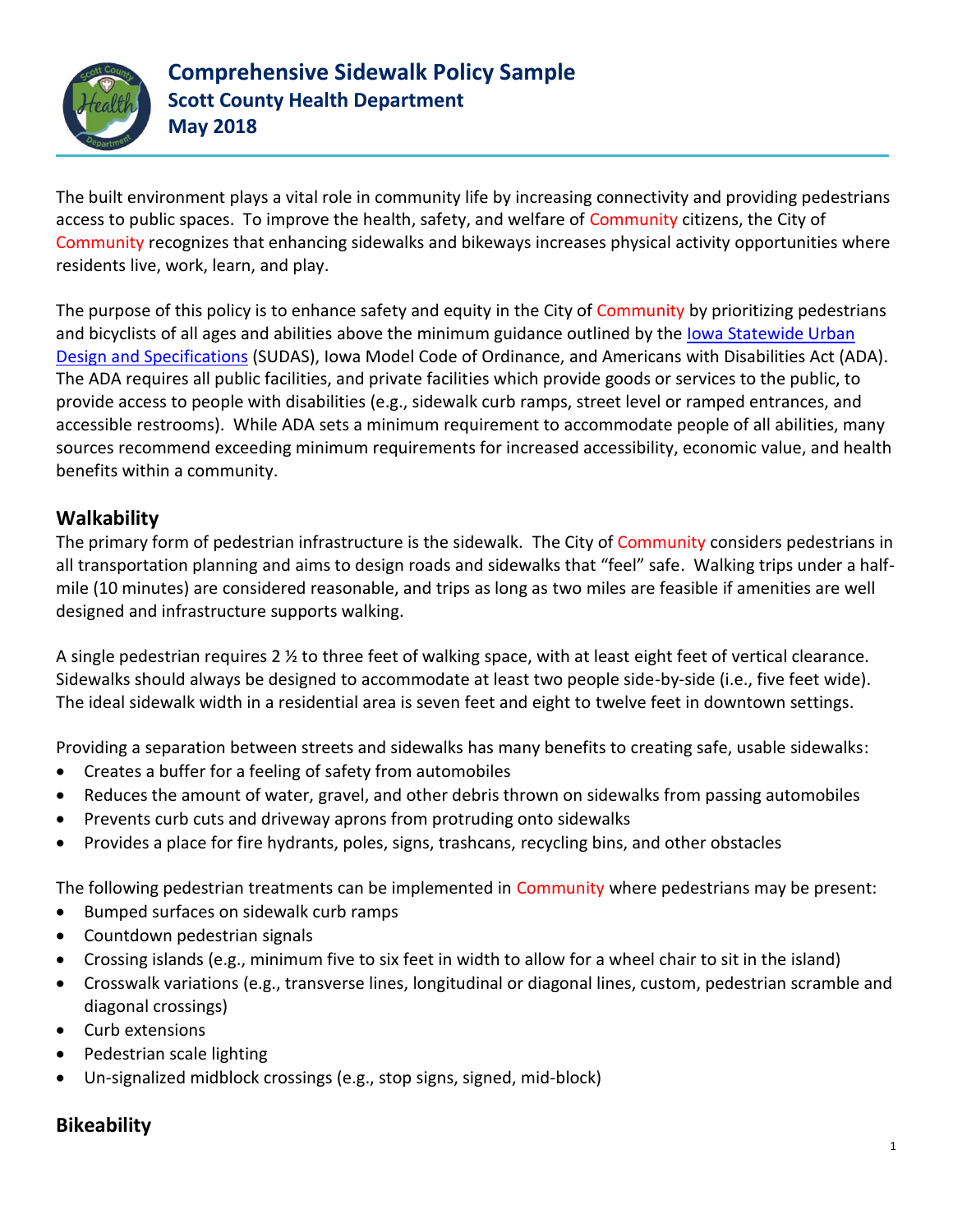# Comprehensive Sidewalk Policy Sample

**Scott County Health Department**

**May 2018**

The built environment plays a vital role in community life by increasing connectivity and providing pedestrians access to public spaces. To improve the health, safety, and welfare of Community citizens, the City of Community recognizes that enhancing sidewalks and bikeways increases physical activity opportunities where residents live, work, learn, and play.

The purpose of this policy is to enhance safety and equity in the City of Community by prioritizing pedestrians and bicyclists of all ages and abilities above the minimum guidance outlined by the [Iowa Statewide Urban Design and Specifications](#) (SUDAS), Iowa Model Code of Ordinance, and Americans with Disabilities Act (ADA). The ADA requires all public facilities, and private facilities which provide goods or services to the public, to provide access to people with disabilities (e.g., sidewalk curb ramps, street level or ramped entrances, and accessible restrooms). While ADA sets a minimum requirement to accommodate people of all abilities, many sources recommend exceeding minimum requirements for increased accessibility, economic value, and health benefits within a community.

## Walkability

The primary form of pedestrian infrastructure is the sidewalk. The City of Community considers pedestrians in all transportation planning and aims to design roads and sidewalks that "feel" safe. Walking trips under a half-mile (10 minutes) are considered reasonable, and trips as long as two miles are feasible if amenities are well designed and infrastructure supports walking.

A single pedestrian requires 2 ½ to three feet of walking space, with at least eight feet of vertical clearance. Sidewalks should always be designed to accommodate at least two people side-by-side (i.e., five feet wide). The ideal sidewalk width in a residential area is seven feet and eight to twelve feet in downtown settings.

Providing a separation between streets and sidewalks has many benefits to creating safe, usable sidewalks:

- Creates a buffer for a feeling of safety from automobiles
- Reduces the amount of water, gravel, and other debris thrown on sidewalks from passing automobiles
- Prevents curb cuts and driveway aprons from protruding onto sidewalks
- Provides a place for fire hydrants, poles, signs, trashcans, recycling bins, and other obstacles

The following pedestrian treatments can be implemented in Community where pedestrians may be present:

- Bumped surfaces on sidewalk curb ramps
- Countdown pedestrian signals
- Crossing islands (e.g., minimum five to six feet in width to allow for a wheel chair to sit in the island)
- Crosswalk variations (e.g., transverse lines, longitudinal or diagonal lines, custom, pedestrian scramble and diagonal crossings)
- Curb extensions
- Pedestrian scale lighting
- Un-signalized midblock crossings (e.g., stop signs, signed, mid-block)

## Bikeability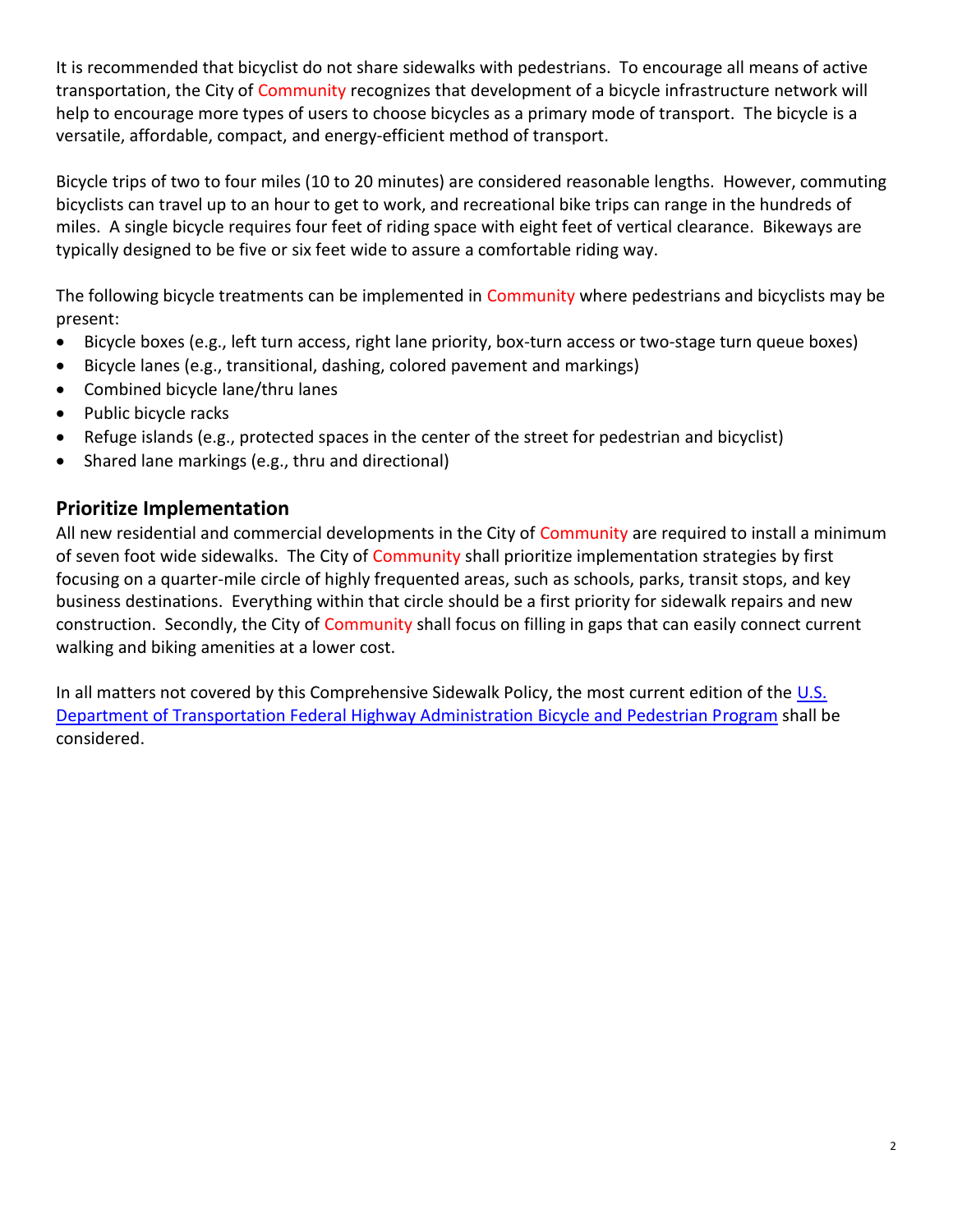It is recommended that bicyclist do not share sidewalks with pedestrians. To encourage all means of active transportation, the City of Community recognizes that development of a bicycle infrastructure network will help to encourage more types of users to choose bicycles as a primary mode of transport. The bicycle is a versatile, affordable, compact, and energy-efficient method of transport.

Bicycle trips of two to four miles (10 to 20 minutes) are considered reasonable lengths. However, commuting bicyclists can travel up to an hour to get to work, and recreational bike trips can range in the hundreds of miles. A single bicycle requires four feet of riding space with eight feet of vertical clearance. Bikeways are typically designed to be five or six feet wide to assure a comfortable riding way.

The following bicycle treatments can be implemented in Community where pedestrians and bicyclists may be present:

- Bicycle boxes (e.g., left turn access, right lane priority, box-turn access or two-stage turn queue boxes)
- Bicycle lanes (e.g., transitional, dashing, colored pavement and markings)
- Combined bicycle lane/thru lanes
- Public bicycle racks
- Refuge islands (e.g., protected spaces in the center of the street for pedestrian and bicyclist)
- Shared lane markings (e.g., thru and directional)

## Prioritize Implementation

All new residential and commercial developments in the City of Community are required to install a minimum of seven foot wide sidewalks. The City of Community shall prioritize implementation strategies by first focusing on a quarter-mile circle of highly frequented areas, such as schools, parks, transit stops, and key business destinations. Everything within that circle should be a first priority for sidewalk repairs and new construction. Secondly, the City of Community shall focus on filling in gaps that can easily connect current walking and biking amenities at a lower cost.

In all matters not covered by this Comprehensive Sidewalk Policy, the most current edition of the [U.S. Department of Transportation Federal Highway Administration Bicycle and Pedestrian Program]() shall be considered.